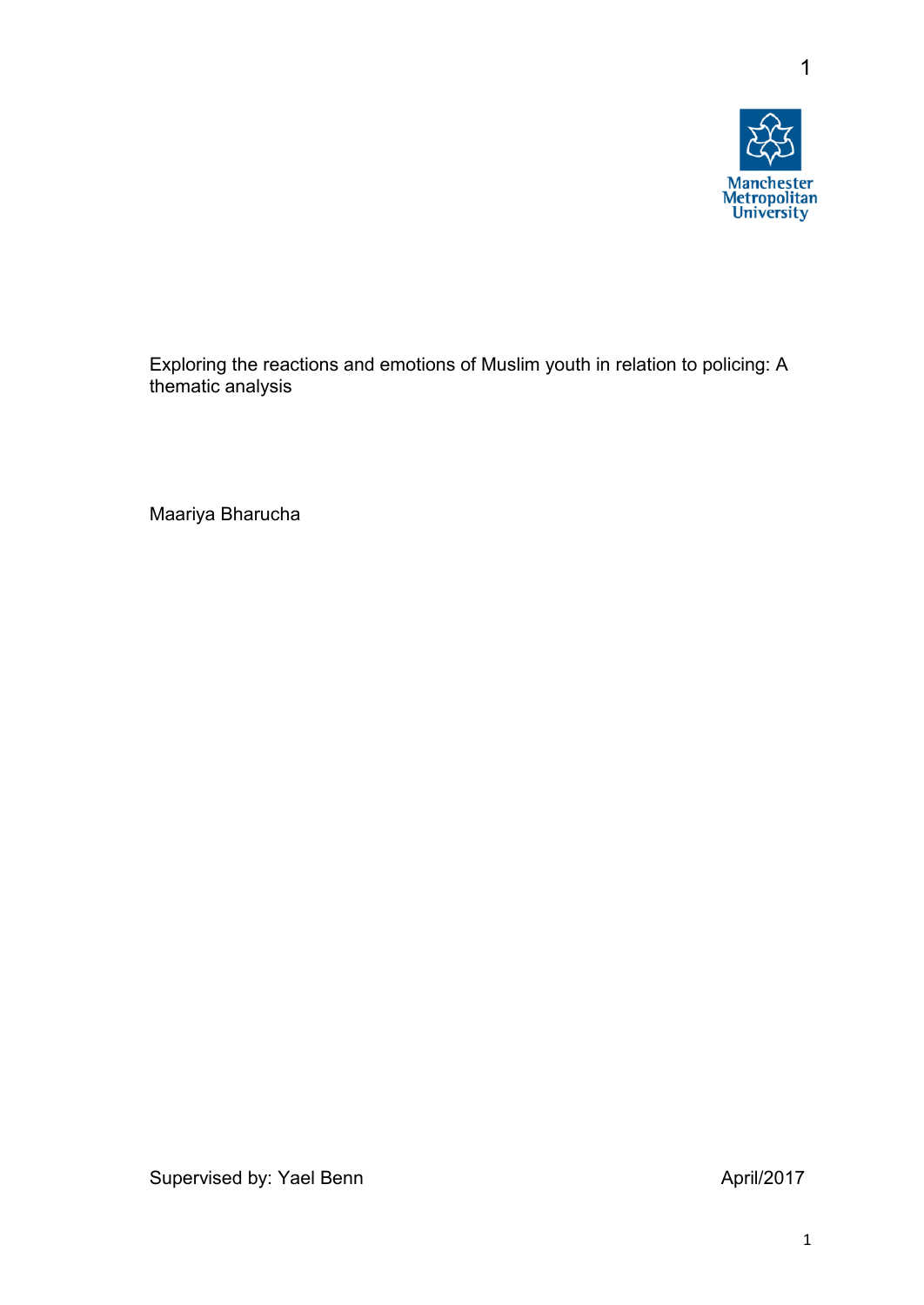Manchester Metropolitan University

Exploring the reactions and emotions of Muslim youth in relation to policing: A thematic analysis

Maariya Bharucha

Supervised by: Yael Benn

April/2017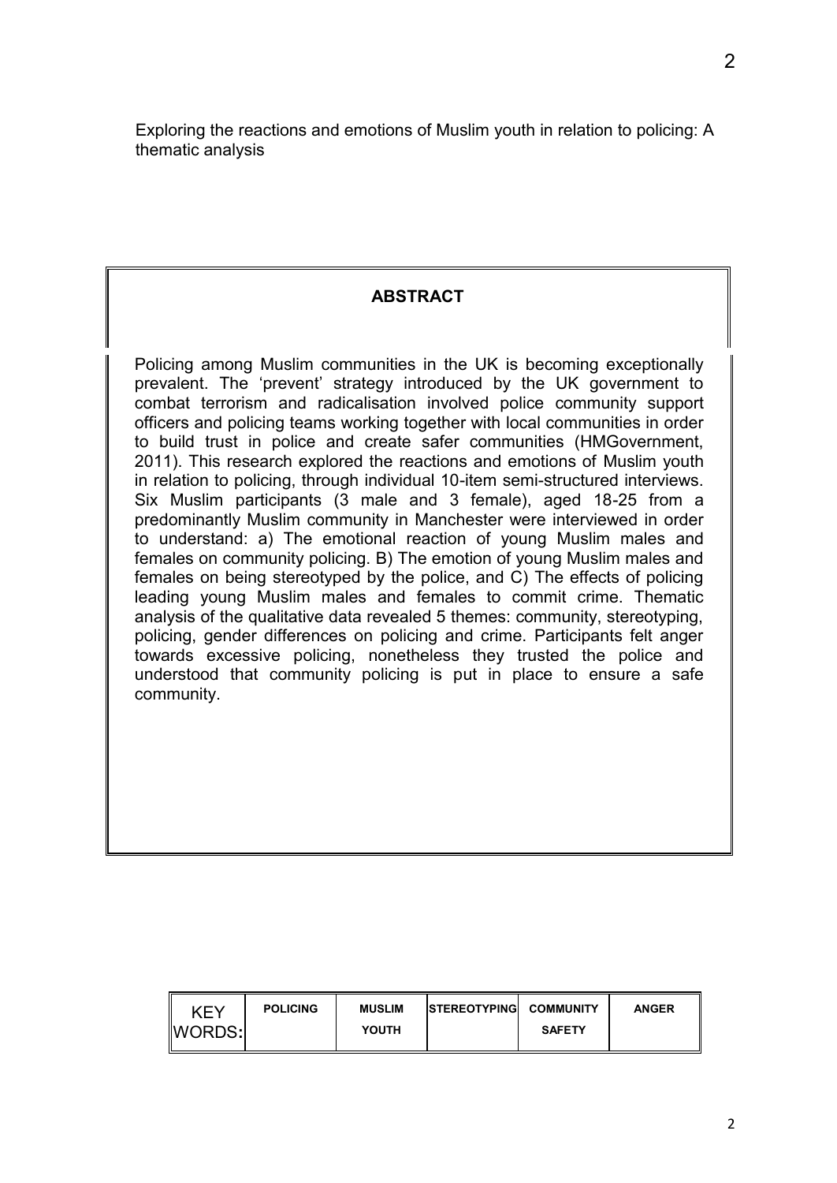Exploring the reactions and emotions of Muslim youth in relation to policing: A thematic analysis

## ABSTRACT

Policing among Muslim communities in the UK is becoming exceptionally prevalent. The 'prevent' strategy introduced by the UK government to combat terrorism and radicalisation involved police community support officers and policing teams working together with local communities in order to build trust in police and create safer communities (HMGovernment, 2011). This research explored the reactions and emotions of Muslim youth in relation to policing, through individual 10-item semi-structured interviews. Six Muslim participants (3 male and 3 female), aged 18-25 from a predominantly Muslim community in Manchester were interviewed in order to understand: a) The emotional reaction of young Muslim males and females on community policing. B) The emotion of young Muslim males and females on being stereotyped by the police, and C) The effects of policing leading young Muslim males and females to commit crime. Thematic analysis of the qualitative data revealed 5 themes: community, stereotyping, policing, gender differences on policing and crime. Participants felt anger towards excessive policing, nonetheless they trusted the police and understood that community policing is put in place to ensure a safe community.

| KEY WORDS: | POLICING | MUSLIM YOUTH | STEREOTYPING | COMMUNITY SAFETY | ANGER |
|---|---|---|---|---|---|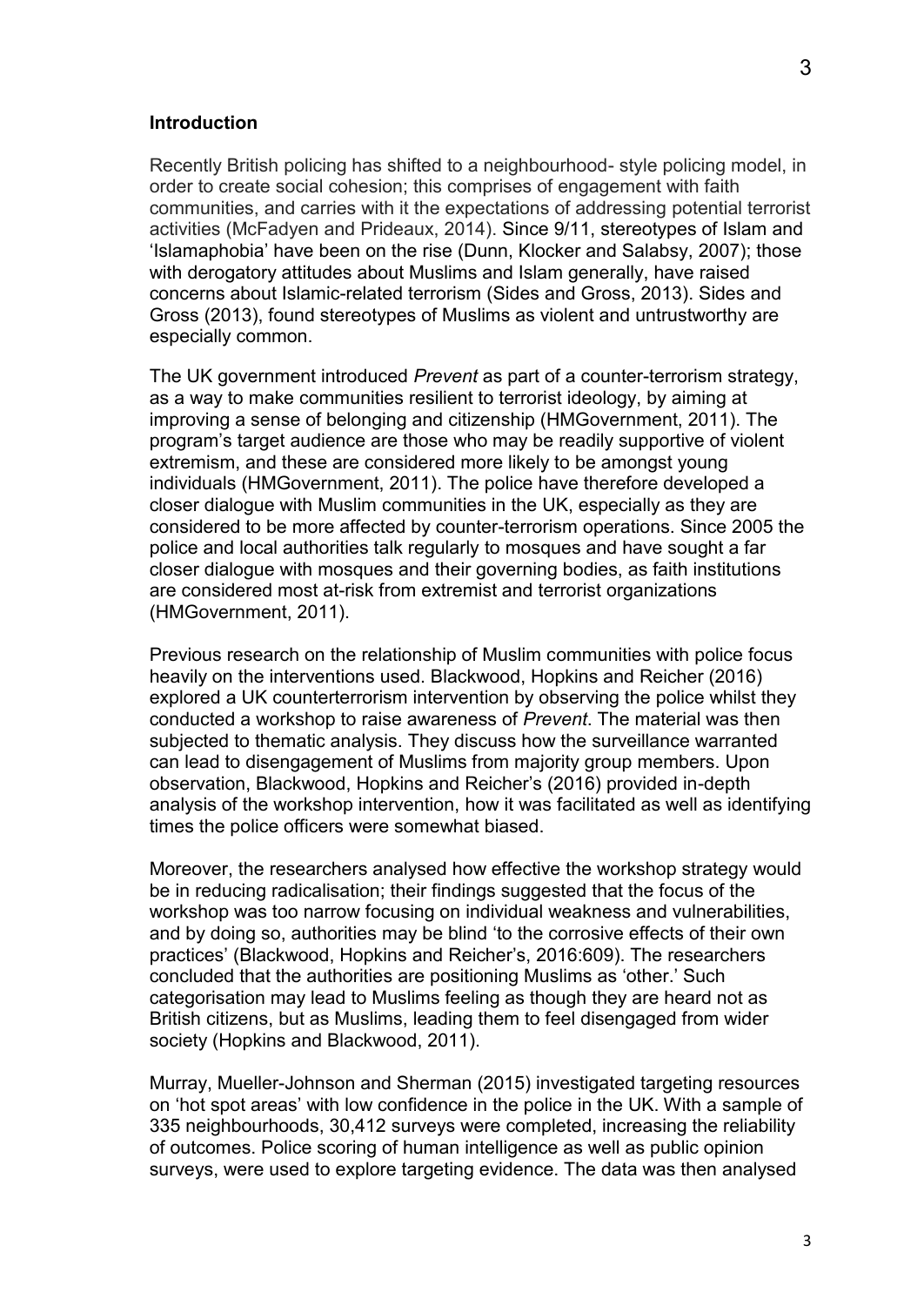## Introduction

Recently British policing has shifted to a neighbourhood- style policing model, in order to create social cohesion; this comprises of engagement with faith communities, and carries with it the expectations of addressing potential terrorist activities (McFadyen and Prideaux, 2014). Since 9/11, stereotypes of Islam and 'Islamaphobia' have been on the rise (Dunn, Klocker and Salabsy, 2007); those with derogatory attitudes about Muslims and Islam generally, have raised concerns about Islamic-related terrorism (Sides and Gross, 2013). Sides and Gross (2013), found stereotypes of Muslims as violent and untrustworthy are especially common.

The UK government introduced *Prevent* as part of a counter-terrorism strategy, as a way to make communities resilient to terrorist ideology, by aiming at improving a sense of belonging and citizenship (HMGovernment, 2011). The program's target audience are those who may be readily supportive of violent extremism, and these are considered more likely to be amongst young individuals (HMGovernment, 2011). The police have therefore developed a closer dialogue with Muslim communities in the UK, especially as they are considered to be more affected by counter-terrorism operations. Since 2005 the police and local authorities talk regularly to mosques and have sought a far closer dialogue with mosques and their governing bodies, as faith institutions are considered most at-risk from extremist and terrorist organizations (HMGovernment, 2011).

Previous research on the relationship of Muslim communities with police focus heavily on the interventions used. Blackwood, Hopkins and Reicher (2016) explored a UK counterterrorism intervention by observing the police whilst they conducted a workshop to raise awareness of *Prevent*. The material was then subjected to thematic analysis. They discuss how the surveillance warranted can lead to disengagement of Muslims from majority group members. Upon observation, Blackwood, Hopkins and Reicher's (2016) provided in-depth analysis of the workshop intervention, how it was facilitated as well as identifying times the police officers were somewhat biased.

Moreover, the researchers analysed how effective the workshop strategy would be in reducing radicalisation; their findings suggested that the focus of the workshop was too narrow focusing on individual weakness and vulnerabilities, and by doing so, authorities may be blind 'to the corrosive effects of their own practices' (Blackwood, Hopkins and Reicher's, 2016:609). The researchers concluded that the authorities are positioning Muslims as 'other.' Such categorisation may lead to Muslims feeling as though they are heard not as British citizens, but as Muslims, leading them to feel disengaged from wider society (Hopkins and Blackwood, 2011).

Murray, Mueller-Johnson and Sherman (2015) investigated targeting resources on 'hot spot areas' with low confidence in the police in the UK. With a sample of 335 neighbourhoods, 30,412 surveys were completed, increasing the reliability of outcomes. Police scoring of human intelligence as well as public opinion surveys, were used to explore targeting evidence. The data was then analysed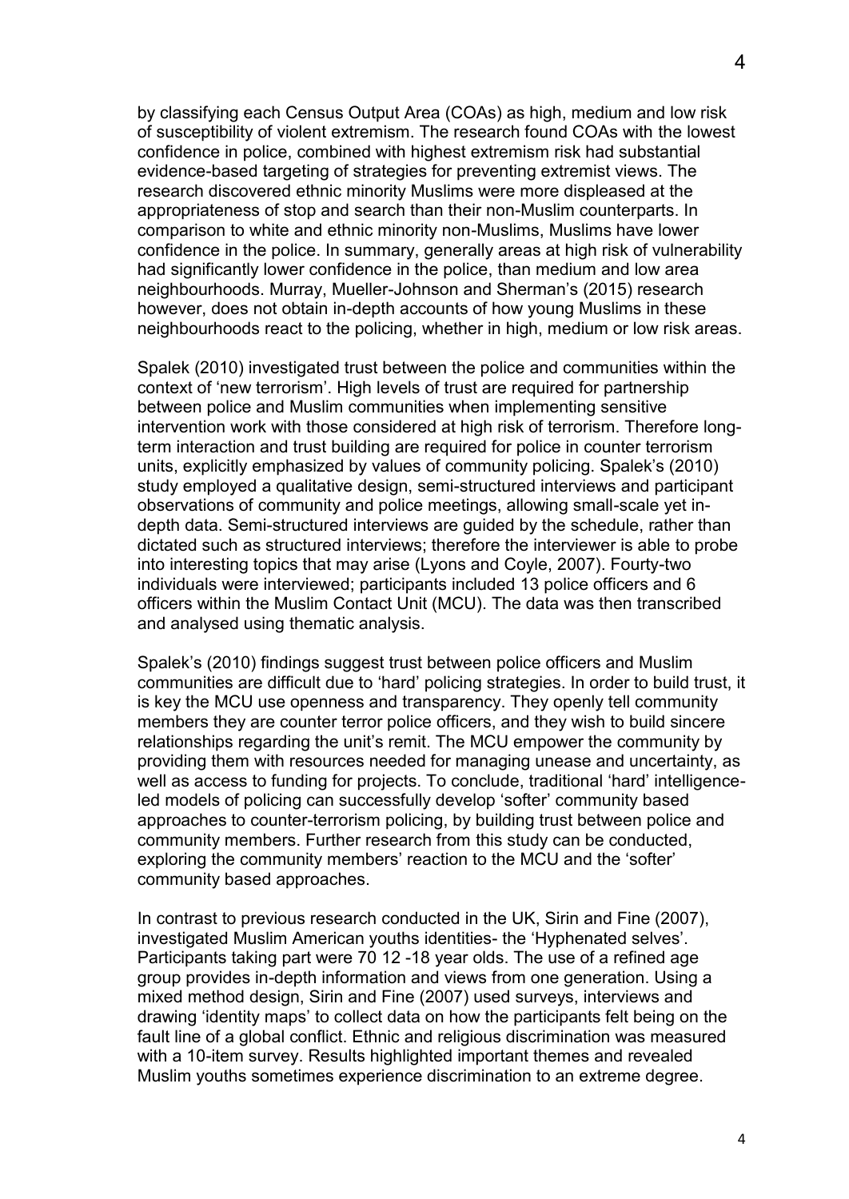by classifying each Census Output Area (COAs) as high, medium and low risk of susceptibility of violent extremism. The research found COAs with the lowest confidence in police, combined with highest extremism risk had substantial evidence-based targeting of strategies for preventing extremist views. The research discovered ethnic minority Muslims were more displeased at the appropriateness of stop and search than their non-Muslim counterparts. In comparison to white and ethnic minority non-Muslims, Muslims have lower confidence in the police. In summary, generally areas at high risk of vulnerability had significantly lower confidence in the police, than medium and low area neighbourhoods. Murray, Mueller-Johnson and Sherman's (2015) research however, does not obtain in-depth accounts of how young Muslims in these neighbourhoods react to the policing, whether in high, medium or low risk areas.

Spalek (2010) investigated trust between the police and communities within the context of 'new terrorism'. High levels of trust are required for partnership between police and Muslim communities when implementing sensitive intervention work with those considered at high risk of terrorism. Therefore long-term interaction and trust building are required for police in counter terrorism units, explicitly emphasized by values of community policing. Spalek's (2010) study employed a qualitative design, semi-structured interviews and participant observations of community and police meetings, allowing small-scale yet in-depth data. Semi-structured interviews are guided by the schedule, rather than dictated such as structured interviews; therefore the interviewer is able to probe into interesting topics that may arise (Lyons and Coyle, 2007). Fourty-two individuals were interviewed; participants included 13 police officers and 6 officers within the Muslim Contact Unit (MCU). The data was then transcribed and analysed using thematic analysis.

Spalek's (2010) findings suggest trust between police officers and Muslim communities are difficult due to 'hard' policing strategies. In order to build trust, it is key the MCU use openness and transparency. They openly tell community members they are counter terror police officers, and they wish to build sincere relationships regarding the unit's remit. The MCU empower the community by providing them with resources needed for managing unease and uncertainty, as well as access to funding for projects. To conclude, traditional 'hard' intelligence-led models of policing can successfully develop 'softer' community based approaches to counter-terrorism policing, by building trust between police and community members. Further research from this study can be conducted, exploring the community members' reaction to the MCU and the 'softer' community based approaches.

In contrast to previous research conducted in the UK, Sirin and Fine (2007), investigated Muslim American youths identities- the 'Hyphenated selves'. Participants taking part were 70 12 -18 year olds. The use of a refined age group provides in-depth information and views from one generation. Using a mixed method design, Sirin and Fine (2007) used surveys, interviews and drawing 'identity maps' to collect data on how the participants felt being on the fault line of a global conflict. Ethnic and religious discrimination was measured with a 10-item survey. Results highlighted important themes and revealed Muslim youths sometimes experience discrimination to an extreme degree.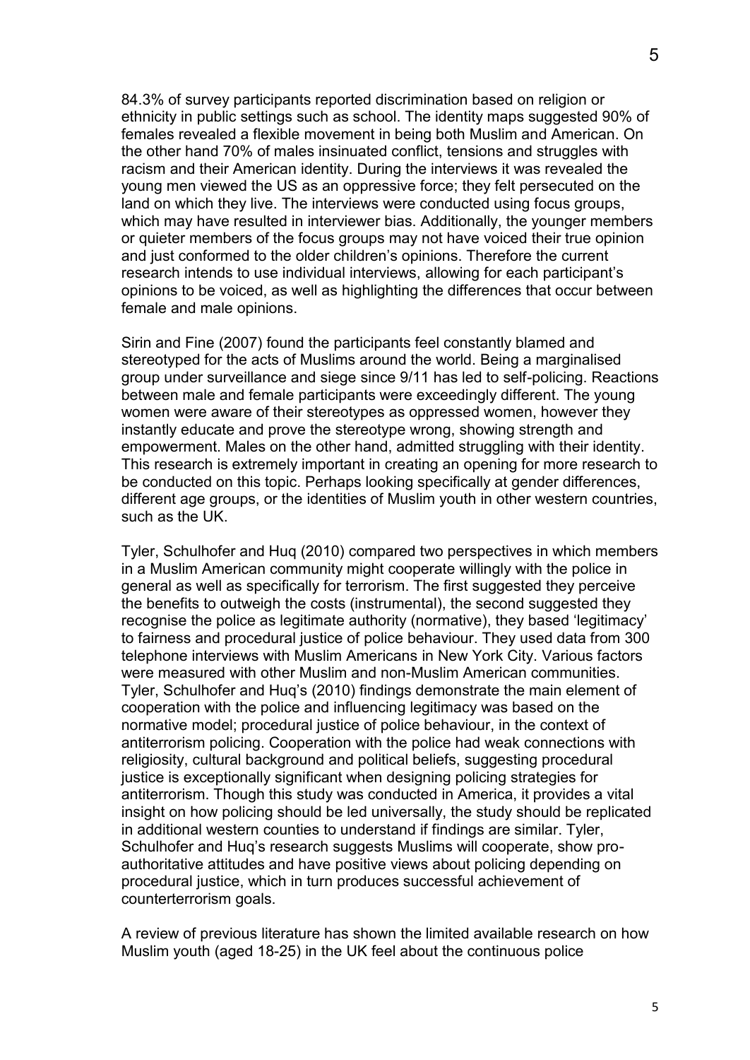84.3% of survey participants reported discrimination based on religion or ethnicity in public settings such as school. The identity maps suggested 90% of females revealed a flexible movement in being both Muslim and American. On the other hand 70% of males insinuated conflict, tensions and struggles with racism and their American identity. During the interviews it was revealed the young men viewed the US as an oppressive force; they felt persecuted on the land on which they live. The interviews were conducted using focus groups, which may have resulted in interviewer bias. Additionally, the younger members or quieter members of the focus groups may not have voiced their true opinion and just conformed to the older children's opinions. Therefore the current research intends to use individual interviews, allowing for each participant's opinions to be voiced, as well as highlighting the differences that occur between female and male opinions.

Sirin and Fine (2007) found the participants feel constantly blamed and stereotyped for the acts of Muslims around the world. Being a marginalised group under surveillance and siege since 9/11 has led to self-policing. Reactions between male and female participants were exceedingly different. The young women were aware of their stereotypes as oppressed women, however they instantly educate and prove the stereotype wrong, showing strength and empowerment. Males on the other hand, admitted struggling with their identity. This research is extremely important in creating an opening for more research to be conducted on this topic. Perhaps looking specifically at gender differences, different age groups, or the identities of Muslim youth in other western countries, such as the UK.

Tyler, Schulhofer and Huq (2010) compared two perspectives in which members in a Muslim American community might cooperate willingly with the police in general as well as specifically for terrorism. The first suggested they perceive the benefits to outweigh the costs (instrumental), the second suggested they recognise the police as legitimate authority (normative), they based 'legitimacy' to fairness and procedural justice of police behaviour. They used data from 300 telephone interviews with Muslim Americans in New York City. Various factors were measured with other Muslim and non-Muslim American communities. Tyler, Schulhofer and Huq's (2010) findings demonstrate the main element of cooperation with the police and influencing legitimacy was based on the normative model; procedural justice of police behaviour, in the context of antiterrorism policing. Cooperation with the police had weak connections with religiosity, cultural background and political beliefs, suggesting procedural justice is exceptionally significant when designing policing strategies for antiterrorism. Though this study was conducted in America, it provides a vital insight on how policing should be led universally, the study should be replicated in additional western counties to understand if findings are similar. Tyler, Schulhofer and Huq's research suggests Muslims will cooperate, show pro-authoritative attitudes and have positive views about policing depending on procedural justice, which in turn produces successful achievement of counterterrorism goals.

A review of previous literature has shown the limited available research on how Muslim youth (aged 18-25) in the UK feel about the continuous police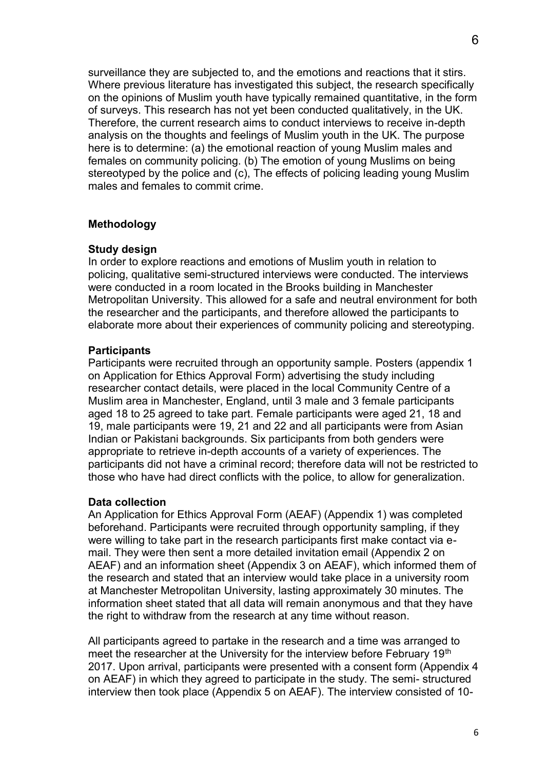surveillance they are subjected to, and the emotions and reactions that it stirs. Where previous literature has investigated this subject, the research specifically on the opinions of Muslim youth have typically remained quantitative, in the form of surveys. This research has not yet been conducted qualitatively, in the UK. Therefore, the current research aims to conduct interviews to receive in-depth analysis on the thoughts and feelings of Muslim youth in the UK. The purpose here is to determine: (a) the emotional reaction of young Muslim males and females on community policing. (b) The emotion of young Muslims on being stereotyped by the police and (c), The effects of policing leading young Muslim males and females to commit crime.

## Methodology

### Study design

In order to explore reactions and emotions of Muslim youth in relation to policing, qualitative semi-structured interviews were conducted. The interviews were conducted in a room located in the Brooks building in Manchester Metropolitan University. This allowed for a safe and neutral environment for both the researcher and the participants, and therefore allowed the participants to elaborate more about their experiences of community policing and stereotyping.

### Participants

Participants were recruited through an opportunity sample. Posters (appendix 1 on Application for Ethics Approval Form) advertising the study including researcher contact details, were placed in the local Community Centre of a Muslim area in Manchester, England, until 3 male and 3 female participants aged 18 to 25 agreed to take part. Female participants were aged 21, 18 and 19, male participants were 19, 21 and 22 and all participants were from Asian Indian or Pakistani backgrounds. Six participants from both genders were appropriate to retrieve in-depth accounts of a variety of experiences. The participants did not have a criminal record; therefore data will not be restricted to those who have had direct conflicts with the police, to allow for generalization.

### Data collection

An Application for Ethics Approval Form (AEAF) (Appendix 1) was completed beforehand. Participants were recruited through opportunity sampling, if they were willing to take part in the research participants first make contact via e-mail. They were then sent a more detailed invitation email (Appendix 2 on AEAF) and an information sheet (Appendix 3 on AEAF), which informed them of the research and stated that an interview would take place in a university room at Manchester Metropolitan University, lasting approximately 30 minutes. The information sheet stated that all data will remain anonymous and that they have the right to withdraw from the research at any time without reason.

All participants agreed to partake in the research and a time was arranged to meet the researcher at the University for the interview before February 19th 2017. Upon arrival, participants were presented with a consent form (Appendix 4 on AEAF) in which they agreed to participate in the study. The semi- structured interview then took place (Appendix 5 on AEAF). The interview consisted of 10-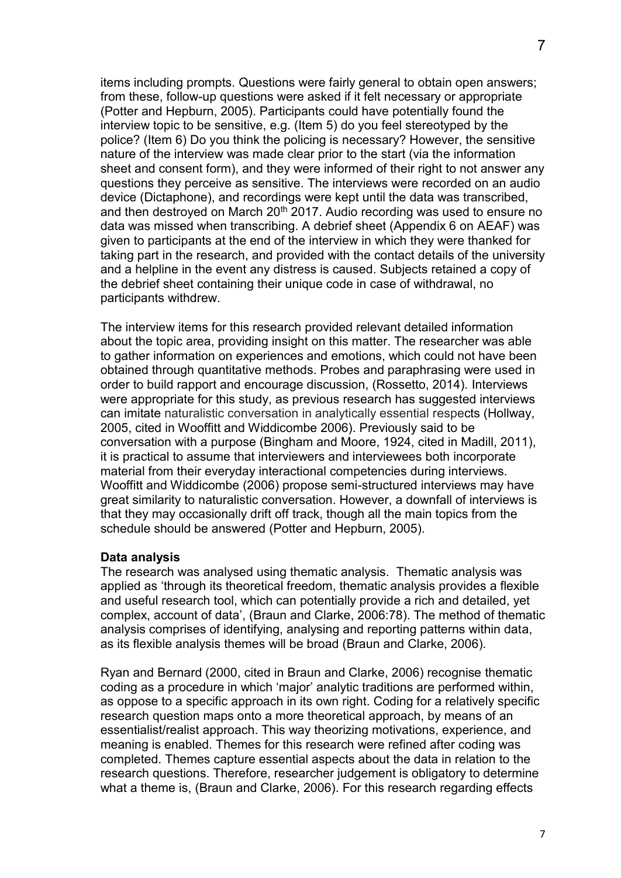items including prompts. Questions were fairly general to obtain open answers; from these, follow-up questions were asked if it felt necessary or appropriate (Potter and Hepburn, 2005). Participants could have potentially found the interview topic to be sensitive, e.g. (Item 5) do you feel stereotyped by the police? (Item 6) Do you think the policing is necessary? However, the sensitive nature of the interview was made clear prior to the start (via the information sheet and consent form), and they were informed of their right to not answer any questions they perceive as sensitive. The interviews were recorded on an audio device (Dictaphone), and recordings were kept until the data was transcribed, and then destroyed on March 20th 2017. Audio recording was used to ensure no data was missed when transcribing. A debrief sheet (Appendix 6 on AEAF) was given to participants at the end of the interview in which they were thanked for taking part in the research, and provided with the contact details of the university and a helpline in the event any distress is caused. Subjects retained a copy of the debrief sheet containing their unique code in case of withdrawal, no participants withdrew.

The interview items for this research provided relevant detailed information about the topic area, providing insight on this matter. The researcher was able to gather information on experiences and emotions, which could not have been obtained through quantitative methods. Probes and paraphrasing were used in order to build rapport and encourage discussion, (Rossetto, 2014). Interviews were appropriate for this study, as previous research has suggested interviews can imitate naturalistic conversation in analytically essential respects (Hollway, 2005, cited in Wooffitt and Widdicombe 2006). Previously said to be conversation with a purpose (Bingham and Moore, 1924, cited in Madill, 2011), it is practical to assume that interviewers and interviewees both incorporate material from their everyday interactional competencies during interviews. Wooffitt and Widdicombe (2006) propose semi-structured interviews may have great similarity to naturalistic conversation. However, a downfall of interviews is that they may occasionally drift off track, though all the main topics from the schedule should be answered (Potter and Hepburn, 2005).

**Data analysis**

The research was analysed using thematic analysis. Thematic analysis was applied as 'through its theoretical freedom, thematic analysis provides a flexible and useful research tool, which can potentially provide a rich and detailed, yet complex, account of data', (Braun and Clarke, 2006:78). The method of thematic analysis comprises of identifying, analysing and reporting patterns within data, as its flexible analysis themes will be broad (Braun and Clarke, 2006).

Ryan and Bernard (2000, cited in Braun and Clarke, 2006) recognise thematic coding as a procedure in which 'major' analytic traditions are performed within, as oppose to a specific approach in its own right. Coding for a relatively specific research question maps onto a more theoretical approach, by means of an essentialist/realist approach. This way theorizing motivations, experience, and meaning is enabled. Themes for this research were refined after coding was completed. Themes capture essential aspects about the data in relation to the research questions. Therefore, researcher judgement is obligatory to determine what a theme is, (Braun and Clarke, 2006). For this research regarding effects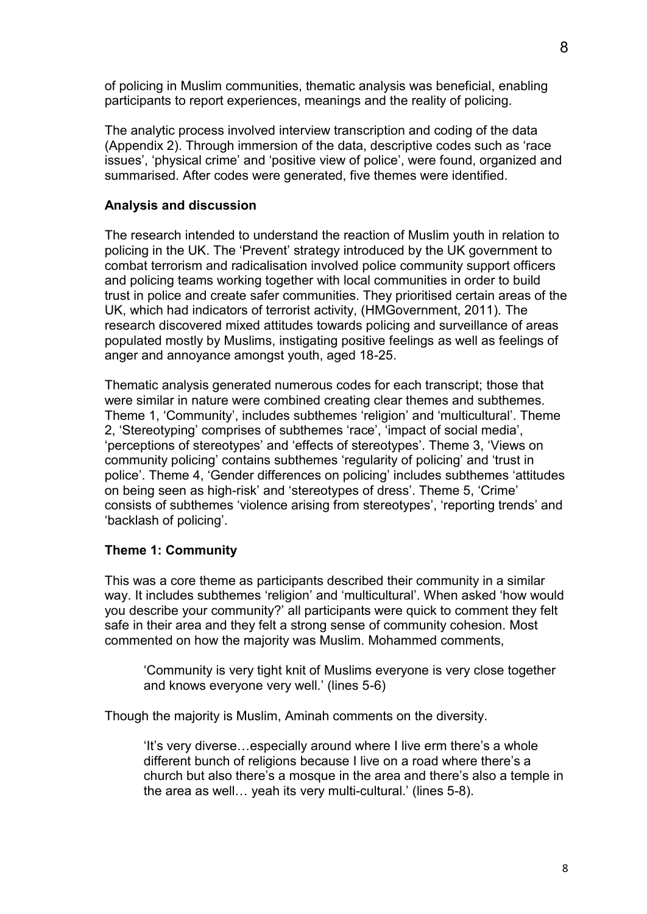of policing in Muslim communities, thematic analysis was beneficial, enabling participants to report experiences, meanings and the reality of policing.

The analytic process involved interview transcription and coding of the data (Appendix 2). Through immersion of the data, descriptive codes such as 'race issues', 'physical crime' and 'positive view of police', were found, organized and summarised. After codes were generated, five themes were identified.

## Analysis and discussion

The research intended to understand the reaction of Muslim youth in relation to policing in the UK. The 'Prevent' strategy introduced by the UK government to combat terrorism and radicalisation involved police community support officers and policing teams working together with local communities in order to build trust in police and create safer communities. They prioritised certain areas of the UK, which had indicators of terrorist activity, (HMGovernment, 2011). The research discovered mixed attitudes towards policing and surveillance of areas populated mostly by Muslims, instigating positive feelings as well as feelings of anger and annoyance amongst youth, aged 18-25.

Thematic analysis generated numerous codes for each transcript; those that were similar in nature were combined creating clear themes and subthemes. Theme 1, 'Community', includes subthemes 'religion' and 'multicultural'. Theme 2, 'Stereotyping' comprises of subthemes 'race', 'impact of social media', 'perceptions of stereotypes' and 'effects of stereotypes'. Theme 3, 'Views on community policing' contains subthemes 'regularity of policing' and 'trust in police'. Theme 4, 'Gender differences on policing' includes subthemes 'attitudes on being seen as high-risk' and 'stereotypes of dress'. Theme 5, 'Crime' consists of subthemes 'violence arising from stereotypes', 'reporting trends' and 'backlash of policing'.

### Theme 1: Community

This was a core theme as participants described their community in a similar way. It includes subthemes 'religion' and 'multicultural'. When asked 'how would you describe your community?' all participants were quick to comment they felt safe in their area and they felt a strong sense of community cohesion. Most commented on how the majority was Muslim. Mohammed comments,

> 'Community is very tight knit of Muslims everyone is very close together and knows everyone very well.' (lines 5-6)

Though the majority is Muslim, Aminah comments on the diversity.

> 'It's very diverse…especially around where I live erm there's a whole different bunch of religions because I live on a road where there's a church but also there's a mosque in the area and there's also a temple in the area as well… yeah its very multi-cultural.' (lines 5-8).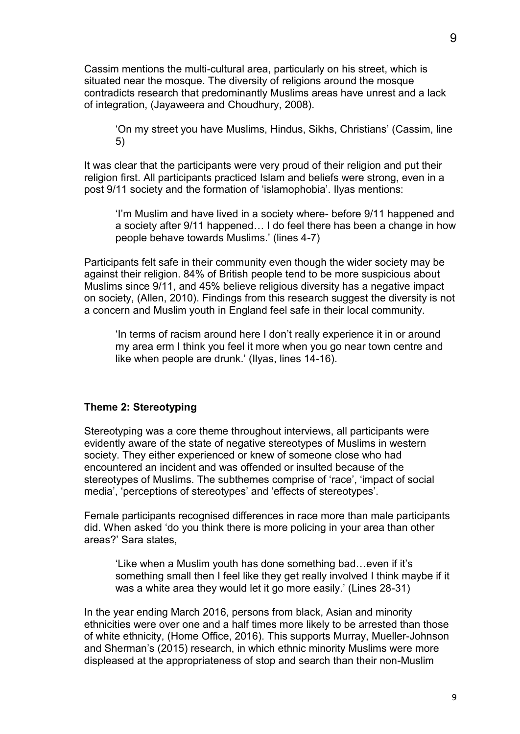Cassim mentions the multi-cultural area, particularly on his street, which is situated near the mosque. The diversity of religions around the mosque contradicts research that predominantly Muslims areas have unrest and a lack of integration, (Jayaweera and Choudhury, 2008).

> 'On my street you have Muslims, Hindus, Sikhs, Christians' (Cassim, line 5)

It was clear that the participants were very proud of their religion and put their religion first. All participants practiced Islam and beliefs were strong, even in a post 9/11 society and the formation of 'islamophobia'. Ilyas mentions:

> 'I'm Muslim and have lived in a society where- before 9/11 happened and a society after 9/11 happened… I do feel there has been a change in how people behave towards Muslims.' (lines 4-7)

Participants felt safe in their community even though the wider society may be against their religion. 84% of British people tend to be more suspicious about Muslims since 9/11, and 45% believe religious diversity has a negative impact on society, (Allen, 2010). Findings from this research suggest the diversity is not a concern and Muslim youth in England feel safe in their local community.

> 'In terms of racism around here I don't really experience it in or around my area erm I think you feel it more when you go near town centre and like when people are drunk.' (Ilyas, lines 14-16).

### Theme 2: Stereotyping

Stereotyping was a core theme throughout interviews, all participants were evidently aware of the state of negative stereotypes of Muslims in western society. They either experienced or knew of someone close who had encountered an incident and was offended or insulted because of the stereotypes of Muslims. The subthemes comprise of 'race', 'impact of social media', 'perceptions of stereotypes' and 'effects of stereotypes'.

Female participants recognised differences in race more than male participants did. When asked 'do you think there is more policing in your area than other areas?' Sara states,

> 'Like when a Muslim youth has done something bad…even if it's something small then I feel like they get really involved I think maybe if it was a white area they would let it go more easily.' (Lines 28-31)

In the year ending March 2016, persons from black, Asian and minority ethnicities were over one and a half times more likely to be arrested than those of white ethnicity, (Home Office, 2016). This supports Murray, Mueller-Johnson and Sherman's (2015) research, in which ethnic minority Muslims were more displeased at the appropriateness of stop and search than their non-Muslim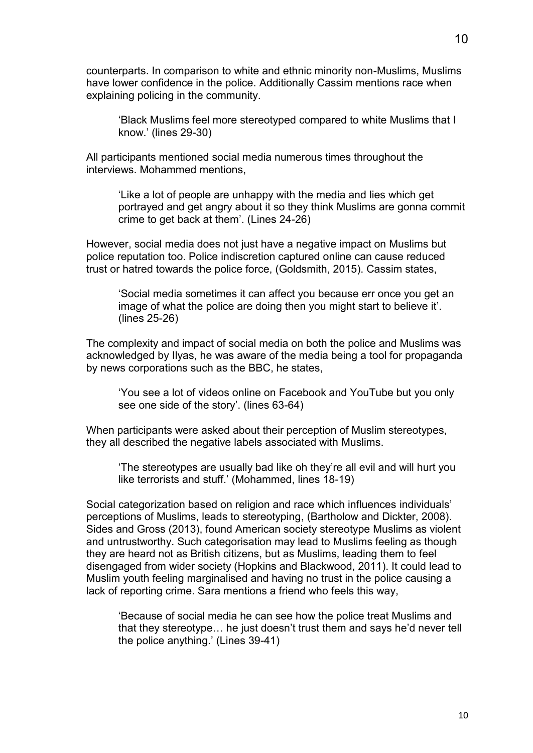counterparts. In comparison to white and ethnic minority non-Muslims, Muslims have lower confidence in the police. Additionally Cassim mentions race when explaining policing in the community.

> 'Black Muslims feel more stereotyped compared to white Muslims that I know.' (lines 29-30)

All participants mentioned social media numerous times throughout the interviews. Mohammed mentions,

> 'Like a lot of people are unhappy with the media and lies which get portrayed and get angry about it so they think Muslims are gonna commit crime to get back at them'. (Lines 24-26)

However, social media does not just have a negative impact on Muslims but police reputation too. Police indiscretion captured online can cause reduced trust or hatred towards the police force, (Goldsmith, 2015). Cassim states,

> 'Social media sometimes it can affect you because err once you get an image of what the police are doing then you might start to believe it'. (lines 25-26)

The complexity and impact of social media on both the police and Muslims was acknowledged by Ilyas, he was aware of the media being a tool for propaganda by news corporations such as the BBC, he states,

> 'You see a lot of videos online on Facebook and YouTube but you only see one side of the story'. (lines 63-64)

When participants were asked about their perception of Muslim stereotypes, they all described the negative labels associated with Muslims.

> 'The stereotypes are usually bad like oh they're all evil and will hurt you like terrorists and stuff.' (Mohammed, lines 18-19)

Social categorization based on religion and race which influences individuals' perceptions of Muslims, leads to stereotyping, (Bartholow and Dickter, 2008). Sides and Gross (2013), found American society stereotype Muslims as violent and untrustworthy. Such categorisation may lead to Muslims feeling as though they are heard not as British citizens, but as Muslims, leading them to feel disengaged from wider society (Hopkins and Blackwood, 2011). It could lead to Muslim youth feeling marginalised and having no trust in the police causing a lack of reporting crime. Sara mentions a friend who feels this way,

> 'Because of social media he can see how the police treat Muslims and that they stereotype… he just doesn't trust them and says he'd never tell the police anything.' (Lines 39-41)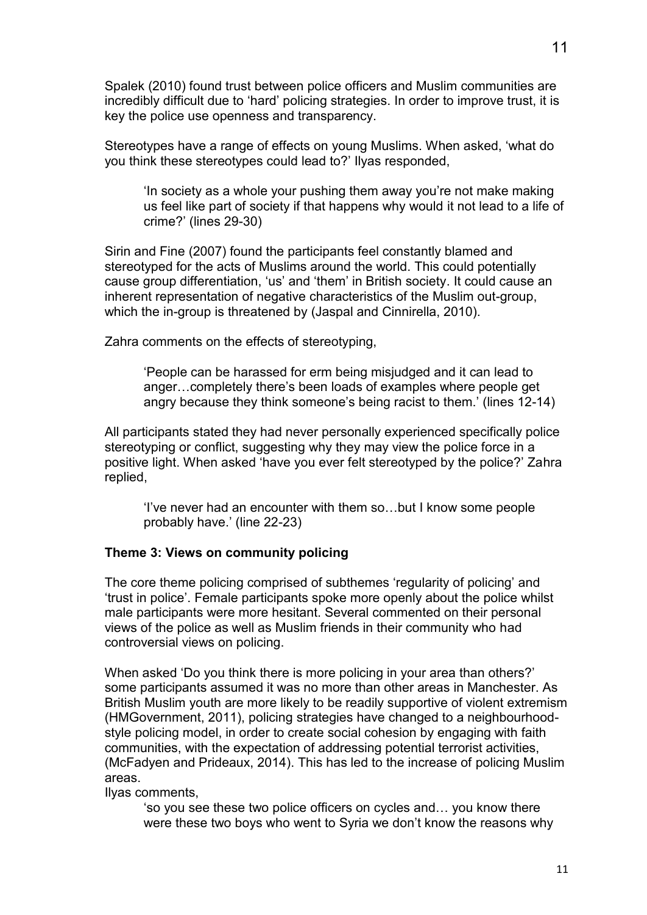Spalek (2010) found trust between police officers and Muslim communities are incredibly difficult due to 'hard' policing strategies. In order to improve trust, it is key the police use openness and transparency.

Stereotypes have a range of effects on young Muslims. When asked, 'what do you think these stereotypes could lead to?' Ilyas responded,

> 'In society as a whole your pushing them away you're not make making us feel like part of society if that happens why would it not lead to a life of crime?' (lines 29-30)

Sirin and Fine (2007) found the participants feel constantly blamed and stereotyped for the acts of Muslims around the world. This could potentially cause group differentiation, 'us' and 'them' in British society. It could cause an inherent representation of negative characteristics of the Muslim out-group, which the in-group is threatened by (Jaspal and Cinnirella, 2010).

Zahra comments on the effects of stereotyping,

> 'People can be harassed for erm being misjudged and it can lead to anger…completely there's been loads of examples where people get angry because they think someone's being racist to them.' (lines 12-14)

All participants stated they had never personally experienced specifically police stereotyping or conflict, suggesting why they may view the police force in a positive light. When asked 'have you ever felt stereotyped by the police?' Zahra replied,

> 'I've never had an encounter with them so…but I know some people probably have.' (line 22-23)

**Theme 3: Views on community policing**

The core theme policing comprised of subthemes 'regularity of policing' and 'trust in police'. Female participants spoke more openly about the police whilst male participants were more hesitant. Several commented on their personal views of the police as well as Muslim friends in their community who had controversial views on policing.

When asked 'Do you think there is more policing in your area than others?' some participants assumed it was no more than other areas in Manchester. As British Muslim youth are more likely to be readily supportive of violent extremism (HMGovernment, 2011), policing strategies have changed to a neighbourhood-style policing model, in order to create social cohesion by engaging with faith communities, with the expectation of addressing potential terrorist activities, (McFadyen and Prideaux, 2014). This has led to the increase of policing Muslim areas.

Ilyas comments,

> 'so you see these two police officers on cycles and… you know there were these two boys who went to Syria we don't know the reasons why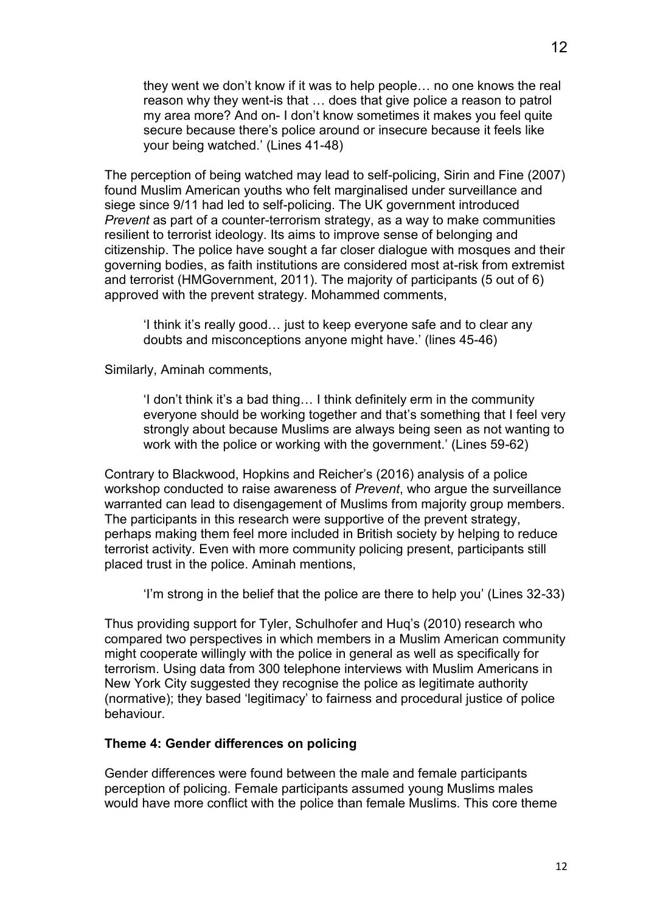> they went we don't know if it was to help people… no one knows the real reason why they went-is that … does that give police a reason to patrol my area more? And on- I don't know sometimes it makes you feel quite secure because there's police around or insecure because it feels like your being watched.' (Lines 41-48)

The perception of being watched may lead to self-policing, Sirin and Fine (2007) found Muslim American youths who felt marginalised under surveillance and siege since 9/11 had led to self-policing. The UK government introduced *Prevent* as part of a counter-terrorism strategy, as a way to make communities resilient to terrorist ideology. Its aims to improve sense of belonging and citizenship. The police have sought a far closer dialogue with mosques and their governing bodies, as faith institutions are considered most at-risk from extremist and terrorist (HMGovernment, 2011). The majority of participants (5 out of 6) approved with the prevent strategy. Mohammed comments,

> 'I think it's really good… just to keep everyone safe and to clear any doubts and misconceptions anyone might have.' (lines 45-46)

Similarly, Aminah comments,

> 'I don't think it's a bad thing… I think definitely erm in the community everyone should be working together and that's something that I feel very strongly about because Muslims are always being seen as not wanting to work with the police or working with the government.' (Lines 59-62)

Contrary to Blackwood, Hopkins and Reicher's (2016) analysis of a police workshop conducted to raise awareness of *Prevent*, who argue the surveillance warranted can lead to disengagement of Muslims from majority group members. The participants in this research were supportive of the prevent strategy, perhaps making them feel more included in British society by helping to reduce terrorist activity. Even with more community policing present, participants still placed trust in the police. Aminah mentions,

> 'I'm strong in the belief that the police are there to help you' (Lines 32-33)

Thus providing support for Tyler, Schulhofer and Huq's (2010) research who compared two perspectives in which members in a Muslim American community might cooperate willingly with the police in general as well as specifically for terrorism. Using data from 300 telephone interviews with Muslim Americans in New York City suggested they recognise the police as legitimate authority (normative); they based 'legitimacy' to fairness and procedural justice of police behaviour.

**Theme 4: Gender differences on policing**

Gender differences were found between the male and female participants perception of policing. Female participants assumed young Muslims males would have more conflict with the police than female Muslims. This core theme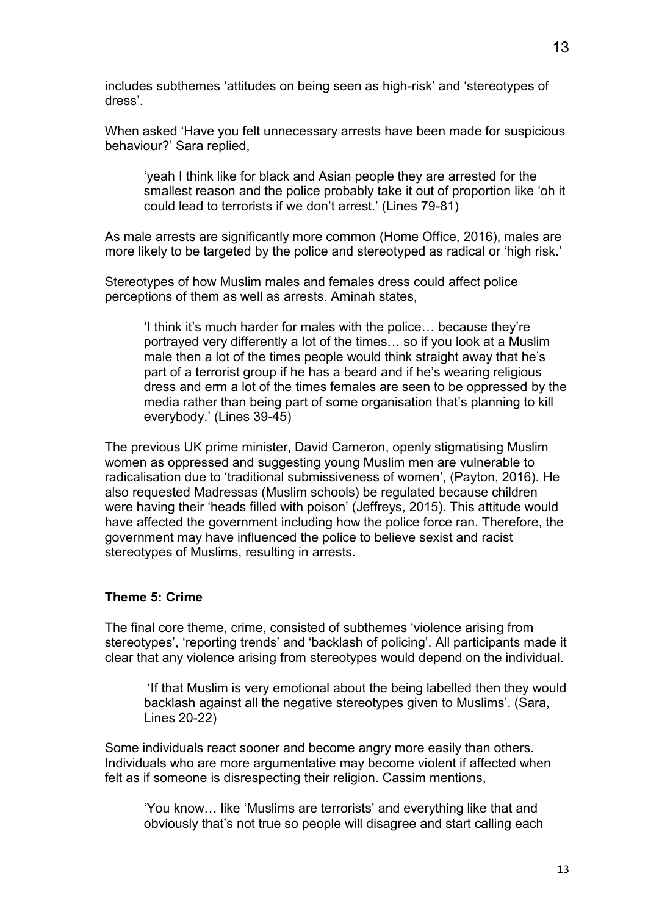includes subthemes 'attitudes on being seen as high-risk' and 'stereotypes of dress'.

When asked 'Have you felt unnecessary arrests have been made for suspicious behaviour?' Sara replied,

> 'yeah I think like for black and Asian people they are arrested for the smallest reason and the police probably take it out of proportion like 'oh it could lead to terrorists if we don't arrest.' (Lines 79-81)

As male arrests are significantly more common (Home Office, 2016), males are more likely to be targeted by the police and stereotyped as radical or 'high risk.'

Stereotypes of how Muslim males and females dress could affect police perceptions of them as well as arrests. Aminah states,

> 'I think it's much harder for males with the police… because they're portrayed very differently a lot of the times… so if you look at a Muslim male then a lot of the times people would think straight away that he's part of a terrorist group if he has a beard and if he's wearing religious dress and erm a lot of the times females are seen to be oppressed by the media rather than being part of some organisation that's planning to kill everybody.' (Lines 39-45)

The previous UK prime minister, David Cameron, openly stigmatising Muslim women as oppressed and suggesting young Muslim men are vulnerable to radicalisation due to 'traditional submissiveness of women', (Payton, 2016). He also requested Madressas (Muslim schools) be regulated because children were having their 'heads filled with poison' (Jeffreys, 2015). This attitude would have affected the government including how the police force ran. Therefore, the government may have influenced the police to believe sexist and racist stereotypes of Muslims, resulting in arrests.

**Theme 5: Crime**

The final core theme, crime, consisted of subthemes 'violence arising from stereotypes', 'reporting trends' and 'backlash of policing'. All participants made it clear that any violence arising from stereotypes would depend on the individual.

> 'If that Muslim is very emotional about the being labelled then they would backlash against all the negative stereotypes given to Muslims'. (Sara, Lines 20-22)

Some individuals react sooner and become angry more easily than others. Individuals who are more argumentative may become violent if affected when felt as if someone is disrespecting their religion. Cassim mentions,

> 'You know… like 'Muslims are terrorists' and everything like that and obviously that's not true so people will disagree and start calling each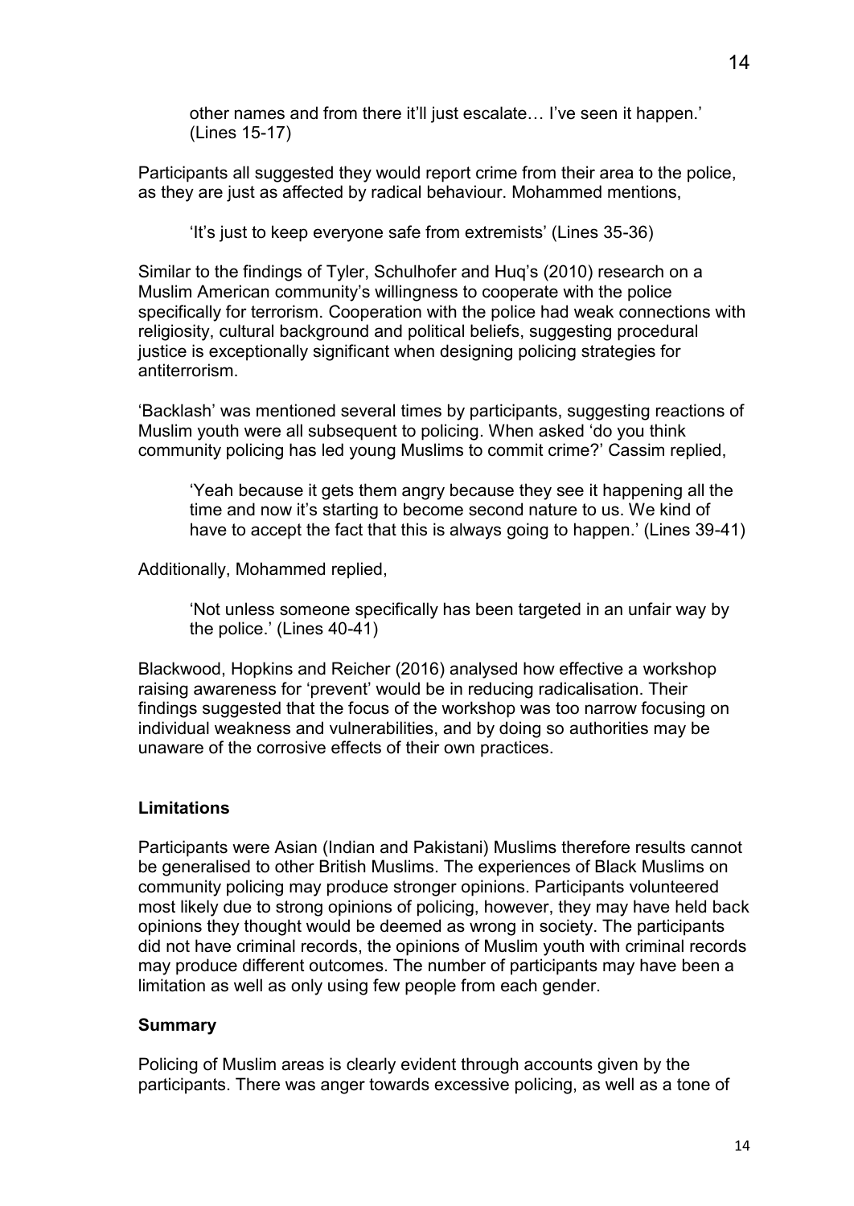> other names and from there it'll just escalate… I've seen it happen.' (Lines 15-17)

Participants all suggested they would report crime from their area to the police, as they are just as affected by radical behaviour. Mohammed mentions,

> 'It's just to keep everyone safe from extremists' (Lines 35-36)

Similar to the findings of Tyler, Schulhofer and Huq's (2010) research on a Muslim American community's willingness to cooperate with the police specifically for terrorism. Cooperation with the police had weak connections with religiosity, cultural background and political beliefs, suggesting procedural justice is exceptionally significant when designing policing strategies for antiterrorism.

'Backlash' was mentioned several times by participants, suggesting reactions of Muslim youth were all subsequent to policing. When asked 'do you think community policing has led young Muslims to commit crime?' Cassim replied,

> 'Yeah because it gets them angry because they see it happening all the time and now it's starting to become second nature to us. We kind of have to accept the fact that this is always going to happen.' (Lines 39-41)

Additionally, Mohammed replied,

> 'Not unless someone specifically has been targeted in an unfair way by the police.' (Lines 40-41)

Blackwood, Hopkins and Reicher (2016) analysed how effective a workshop raising awareness for 'prevent' would be in reducing radicalisation. Their findings suggested that the focus of the workshop was too narrow focusing on individual weakness and vulnerabilities, and by doing so authorities may be unaware of the corrosive effects of their own practices.

### Limitations

Participants were Asian (Indian and Pakistani) Muslims therefore results cannot be generalised to other British Muslims. The experiences of Black Muslims on community policing may produce stronger opinions. Participants volunteered most likely due to strong opinions of policing, however, they may have held back opinions they thought would be deemed as wrong in society. The participants did not have criminal records, the opinions of Muslim youth with criminal records may produce different outcomes. The number of participants may have been a limitation as well as only using few people from each gender.

### Summary

Policing of Muslim areas is clearly evident through accounts given by the participants. There was anger towards excessive policing, as well as a tone of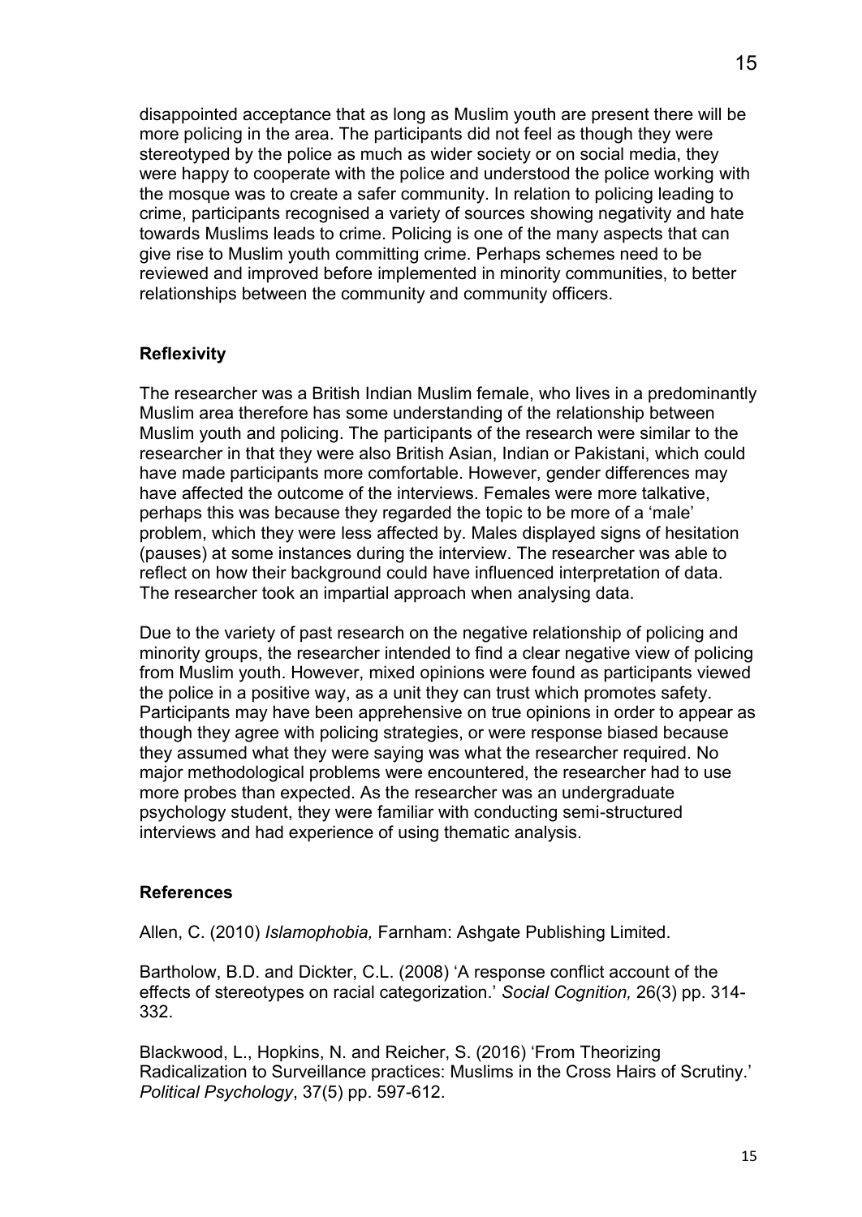disappointed acceptance that as long as Muslim youth are present there will be more policing in the area. The participants did not feel as though they were stereotyped by the police as much as wider society or on social media, they were happy to cooperate with the police and understood the police working with the mosque was to create a safer community. In relation to policing leading to crime, participants recognised a variety of sources showing negativity and hate towards Muslims leads to crime. Policing is one of the many aspects that can give rise to Muslim youth committing crime. Perhaps schemes need to be reviewed and improved before implemented in minority communities, to better relationships between the community and community officers.

## Reflexivity

The researcher was a British Indian Muslim female, who lives in a predominantly Muslim area therefore has some understanding of the relationship between Muslim youth and policing. The participants of the research were similar to the researcher in that they were also British Asian, Indian or Pakistani, which could have made participants more comfortable. However, gender differences may have affected the outcome of the interviews. Females were more talkative, perhaps this was because they regarded the topic to be more of a 'male' problem, which they were less affected by. Males displayed signs of hesitation (pauses) at some instances during the interview. The researcher was able to reflect on how their background could have influenced interpretation of data. The researcher took an impartial approach when analysing data.

Due to the variety of past research on the negative relationship of policing and minority groups, the researcher intended to find a clear negative view of policing from Muslim youth. However, mixed opinions were found as participants viewed the police in a positive way, as a unit they can trust which promotes safety. Participants may have been apprehensive on true opinions in order to appear as though they agree with policing strategies, or were response biased because they assumed what they were saying was what the researcher required. No major methodological problems were encountered, the researcher had to use more probes than expected. As the researcher was an undergraduate psychology student, they were familiar with conducting semi-structured interviews and had experience of using thematic analysis.

## References

Allen, C. (2010) *Islamophobia,* Farnham: Ashgate Publishing Limited.

Bartholow, B.D. and Dickter, C.L. (2008) 'A response conflict account of the effects of stereotypes on racial categorization.' *Social Cognition,* 26(3) pp. 314-332.

Blackwood, L., Hopkins, N. and Reicher, S. (2016) 'From Theorizing Radicalization to Surveillance practices: Muslims in the Cross Hairs of Scrutiny.' *Political Psychology*, 37(5) pp. 597-612.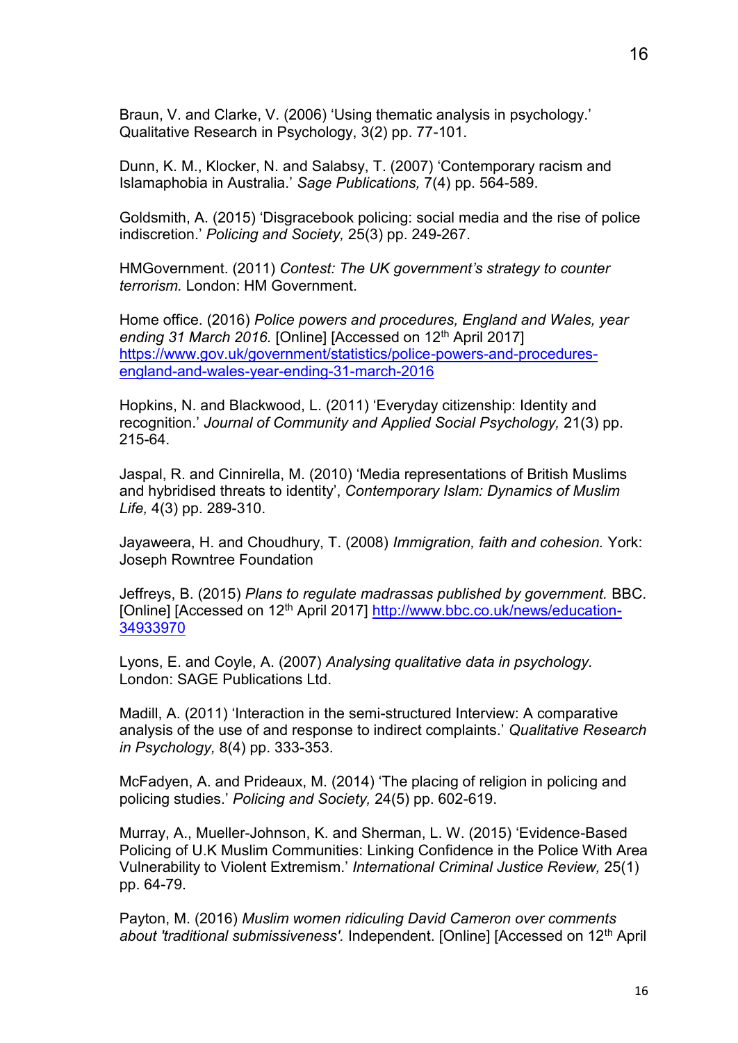Braun, V. and Clarke, V. (2006) 'Using thematic analysis in psychology.' Qualitative Research in Psychology, 3(2) pp. 77-101.

Dunn, K. M., Klocker, N. and Salabsy, T. (2007) 'Contemporary racism and Islamaphobia in Australia.' *Sage Publications,* 7(4) pp. 564-589.

Goldsmith, A. (2015) 'Disgracebook policing: social media and the rise of police indiscretion.' *Policing and Society,* 25(3) pp. 249-267.

HMGovernment. (2011) *Contest: The UK government's strategy to counter terrorism.* London: HM Government.

Home office. (2016) *Police powers and procedures, England and Wales, year ending 31 March 2016.* [Online] [Accessed on 12th April 2017] https://www.gov.uk/government/statistics/police-powers-and-procedures-england-and-wales-year-ending-31-march-2016

Hopkins, N. and Blackwood, L. (2011) 'Everyday citizenship: Identity and recognition.' *Journal of Community and Applied Social Psychology,* 21(3) pp. 215-64.

Jaspal, R. and Cinnirella, M. (2010) 'Media representations of British Muslims and hybridised threats to identity', *Contemporary Islam: Dynamics of Muslim Life,* 4(3) pp. 289-310.

Jayaweera, H. and Choudhury, T. (2008) *Immigration, faith and cohesion.* York: Joseph Rowntree Foundation

Jeffreys, B. (2015) *Plans to regulate madrassas published by government.* BBC. [Online] [Accessed on 12th April 2017] http://www.bbc.co.uk/news/education-34933970

Lyons, E. and Coyle, A. (2007) *Analysing qualitative data in psychology.* London: SAGE Publications Ltd.

Madill, A. (2011) 'Interaction in the semi-structured Interview: A comparative analysis of the use of and response to indirect complaints.' *Qualitative Research in Psychology,* 8(4) pp. 333-353.

McFadyen, A. and Prideaux, M. (2014) 'The placing of religion in policing and policing studies.' *Policing and Society,* 24(5) pp. 602-619.

Murray, A., Mueller-Johnson, K. and Sherman, L. W. (2015) 'Evidence-Based Policing of U.K Muslim Communities: Linking Confidence in the Police With Area Vulnerability to Violent Extremism.' *International Criminal Justice Review,* 25(1) pp. 64-79.

Payton, M. (2016) *Muslim women ridiculing David Cameron over comments about 'traditional submissiveness'.* Independent. [Online] [Accessed on 12th April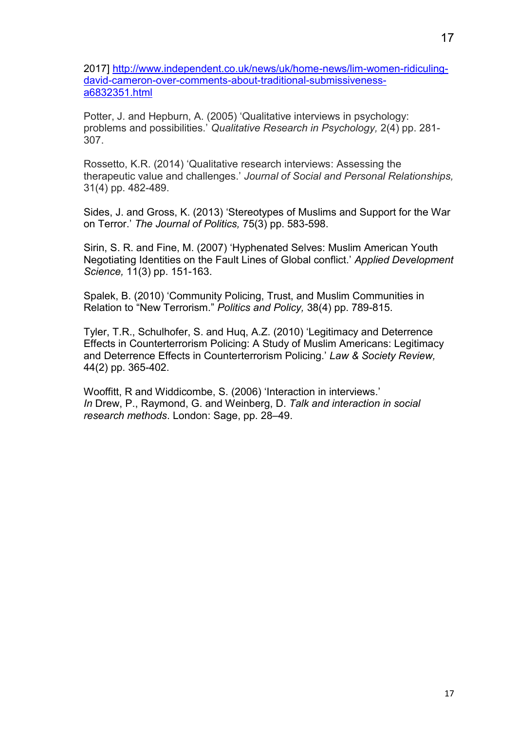2017] http://www.independent.co.uk/news/uk/home-news/lim-women-ridiculing-david-cameron-over-comments-about-traditional-submissiveness-a6832351.html

Potter, J. and Hepburn, A. (2005) 'Qualitative interviews in psychology: problems and possibilities.' *Qualitative Research in Psychology,* 2(4) pp. 281-307.

Rossetto, K.R. (2014) 'Qualitative research interviews: Assessing the therapeutic value and challenges.' *Journal of Social and Personal Relationships,* 31(4) pp. 482-489.

Sides, J. and Gross, K. (2013) 'Stereotypes of Muslims and Support for the War on Terror.' *The Journal of Politics,* 75(3) pp. 583-598.

Sirin, S. R. and Fine, M. (2007) 'Hyphenated Selves: Muslim American Youth Negotiating Identities on the Fault Lines of Global conflict.' *Applied Development Science,* 11(3) pp. 151-163.

Spalek, B. (2010) 'Community Policing, Trust, and Muslim Communities in Relation to "New Terrorism." *Politics and Policy,* 38(4) pp. 789-815.

Tyler, T.R., Schulhofer, S. and Huq, A.Z. (2010) 'Legitimacy and Deterrence Effects in Counterterrorism Policing: A Study of Muslim Americans: Legitimacy and Deterrence Effects in Counterterrorism Policing.' *Law & Society Review,* 44(2) pp. 365-402.

Wooffitt, R and Widdicombe, S. (2006) 'Interaction in interviews.' *In* Drew, P., Raymond, G. and Weinberg, D. *Talk and interaction in social research methods*. London: Sage, pp. 28–49.